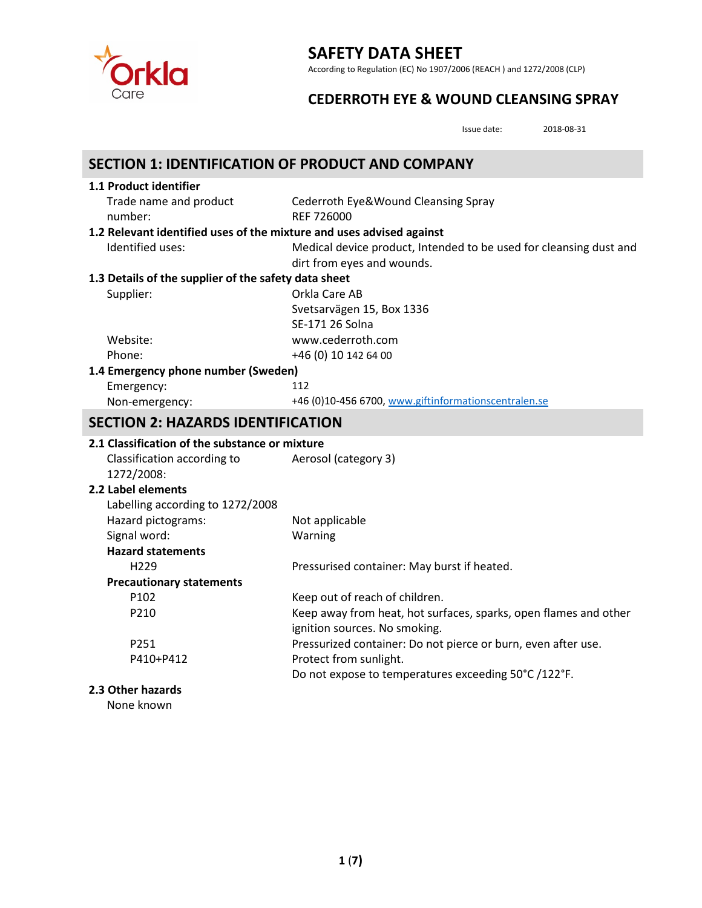# SAFETY DATA SHEET

According to Regulation (EC) No 1907/2006 (REACH ) and 1272/2008 (CLP)

## CEDERROTH EYE & WOUND CLEANSING SPRAY

Issue date: 2018-08-31

## SECTION 1: IDENTIFICATION OF PRODUCT AND COMPANY

**1.1 Product identifier**

| | |
|---|---|
| Trade name and product number: | Cederroth Eye&Wound Cleansing Spray<br>REF 726000 |

**1.2 Relevant identified uses of the mixture and uses advised against**

| | |
|---|---|
| Identified uses: | Medical device product, Intended to be used for cleansing dust and dirt from eyes and wounds. |

**1.3 Details of the supplier of the safety data sheet**

| | |
|---|---|
| Supplier: | Orkla Care AB<br>Svetsarvägen 15, Box 1336<br>SE-171 26 Solna |
| Website: | www.cederroth.com |
| Phone: | +46 (0) 10 142 64 00 |

**1.4 Emergency phone number (Sweden)**

| | |
|---|---|
| Emergency: | 112 |
| Non-emergency: | +46 (0)10-456 6700, www.giftinformationscentralen.se |

## SECTION 2: HAZARDS IDENTIFICATION

**2.1 Classification of the substance or mixture**

| | |
|---|---|
| Classification according to 1272/2008: | Aerosol (category 3) |

**2.2 Label elements**

Labelling according to 1272/2008

| | |
|---|---|
| Hazard pictograms: | Not applicable |
| Signal word: | Warning |

**Hazard statements**

| | |
|---|---|
| H229 | Pressurised container: May burst if heated. |

**Precautionary statements**

| | |
|---|---|
| P102 | Keep out of reach of children. |
| P210 | Keep away from heat, hot surfaces, sparks, open flames and other ignition sources. No smoking. |
| P251 | Pressurized container: Do not pierce or burn, even after use. |
| P410+P412 | Protect from sunlight.<br>Do not expose to temperatures exceeding 50°C /122°F. |

**2.3 Other hazards**

None known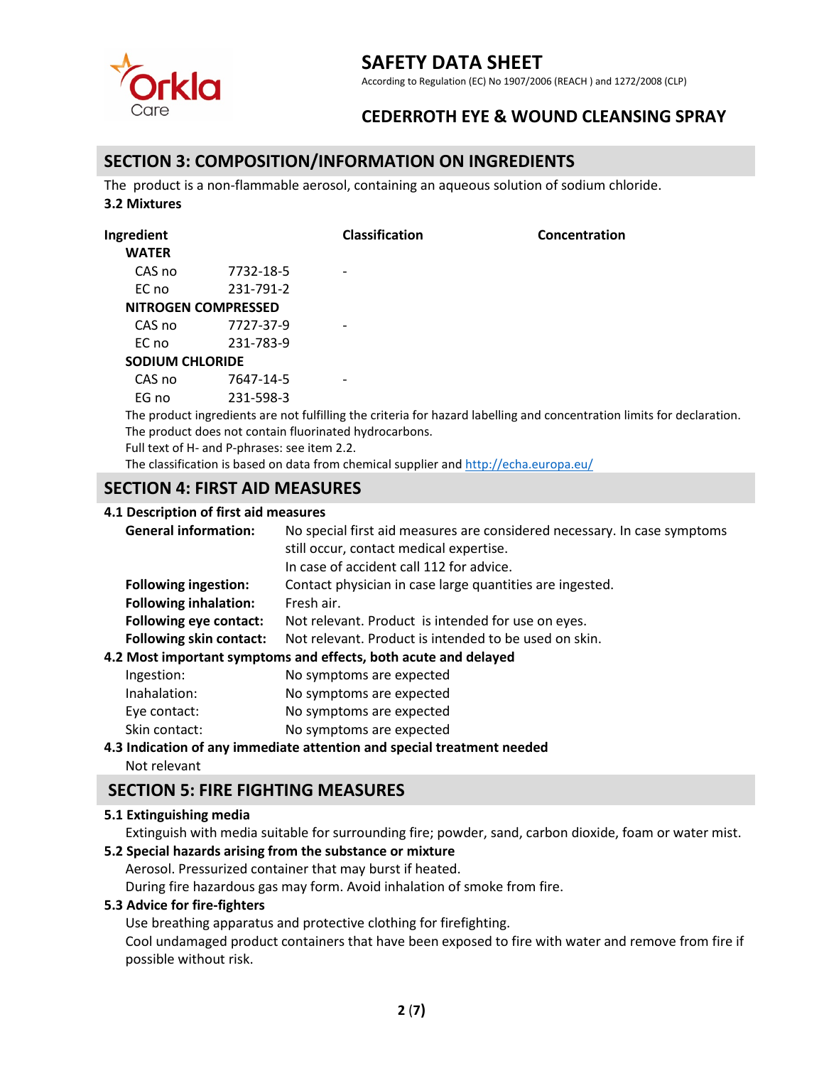## SECTION 3: COMPOSITION/INFORMATION ON INGREDIENTS

The product is a non-flammable aerosol, containing an aqueous solution of sodium chloride.

**3.2 Mixtures**

| Ingredient | | Classification | Concentration |
|---|---|---|---|
| **WATER** | | | |
| CAS no | 7732-18-5 | - | |
| EC no | 231-791-2 | | |
| **NITROGEN COMPRESSED** | | | |
| CAS no | 7727-37-9 | - | |
| EC no | 231-783-9 | | |
| **SODIUM CHLORIDE** | | | |
| CAS no | 7647-14-5 | - | |
| EG no | 231-598-3 | | |

The product ingredients are not fulfilling the criteria for hazard labelling and concentration limits for declaration.
The product does not contain fluorinated hydrocarbons.
Full text of H- and P-phrases: see item 2.2.
The classification is based on data from chemical supplier and http://echa.europa.eu/

## SECTION 4: FIRST AID MEASURES

**4.1 Description of first aid measures**

**General information:** No special first aid measures are considered necessary. In case symptoms still occur, contact medical expertise.
In case of accident call 112 for advice.

**Following ingestion:** Contact physician in case large quantities are ingested.

**Following inhalation:** Fresh air.

**Following eye contact:** Not relevant. Product is intended for use on eyes.

**Following skin contact:** Not relevant. Product is intended to be used on skin.

**4.2 Most important symptoms and effects, both acute and delayed**

Ingestion: No symptoms are expected
Inahalation: No symptoms are expected
Eye contact: No symptoms are expected
Skin contact: No symptoms are expected

**4.3 Indication of any immediate attention and special treatment needed**

Not relevant

## SECTION 5: FIRE FIGHTING MEASURES

**5.1 Extinguishing media**

Extinguish with media suitable for surrounding fire; powder, sand, carbon dioxide, foam or water mist.

**5.2 Special hazards arising from the substance or mixture**

Aerosol. Pressurized container that may burst if heated.
During fire hazardous gas may form. Avoid inhalation of smoke from fire.

**5.3 Advice for fire-fighters**

Use breathing apparatus and protective clothing for firefighting.
Cool undamaged product containers that have been exposed to fire with water and remove from fire if possible without risk.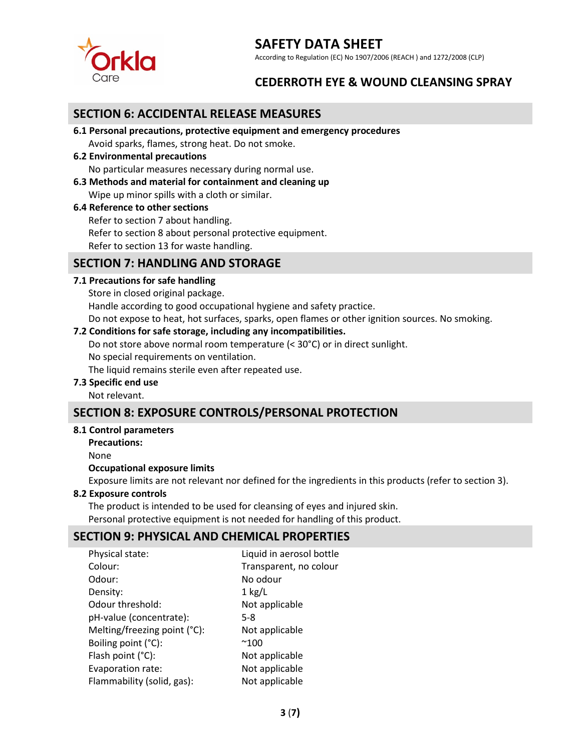## SECTION 6: ACCIDENTAL RELEASE MEASURES

**6.1 Personal precautions, protective equipment and emergency procedures**

Avoid sparks, flames, strong heat. Do not smoke.

**6.2 Environmental precautions**

No particular measures necessary during normal use.

**6.3 Methods and material for containment and cleaning up**

Wipe up minor spills with a cloth or similar.

**6.4 Reference to other sections**

Refer to section 7 about handling.
Refer to section 8 about personal protective equipment.
Refer to section 13 for waste handling.

## SECTION 7: HANDLING AND STORAGE

**7.1 Precautions for safe handling**

Store in closed original package.
Handle according to good occupational hygiene and safety practice.
Do not expose to heat, hot surfaces, sparks, open flames or other ignition sources. No smoking.

**7.2 Conditions for safe storage, including any incompatibilities.**

Do not store above normal room temperature (< 30°C) or in direct sunlight.
No special requirements on ventilation.
The liquid remains sterile even after repeated use.

**7.3 Specific end use**

Not relevant.

## SECTION 8: EXPOSURE CONTROLS/PERSONAL PROTECTION

**8.1 Control parameters**

**Precautions:**

None

**Occupational exposure limits**

Exposure limits are not relevant nor defined for the ingredients in this products (refer to section 3).

**8.2 Exposure controls**

The product is intended to be used for cleansing of eyes and injured skin.
Personal protective equipment is not needed for handling of this product.

## SECTION 9: PHYSICAL AND CHEMICAL PROPERTIES

| | |
|---|---|
| Physical state: | Liquid in aerosol bottle |
| Colour: | Transparent, no colour |
| Odour: | No odour |
| Density: | 1 kg/L |
| Odour threshold: | Not applicable |
| pH-value (concentrate): | 5-8 |
| Melting/freezing point (°C): | Not applicable |
| Boiling point (°C): | ~100 |
| Flash point (°C): | Not applicable |
| Evaporation rate: | Not applicable |
| Flammability (solid, gas): | Not applicable |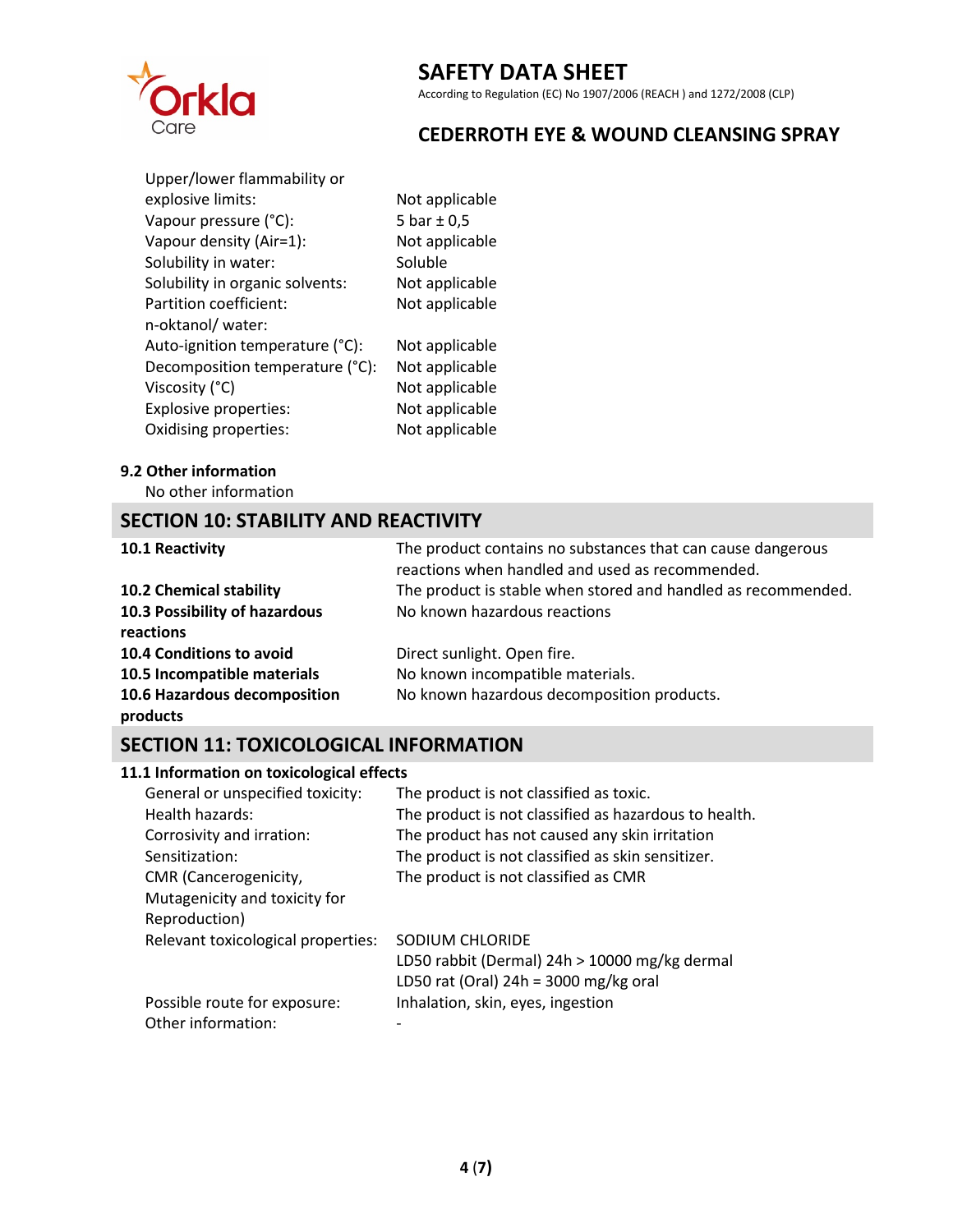| | |
|---|---|
| Upper/lower flammability or explosive limits: | Not applicable |
| Vapour pressure (°C): | 5 bar ± 0,5 |
| Vapour density (Air=1): | Not applicable |
| Solubility in water: | Soluble |
| Solubility in organic solvents: | Not applicable |
| Partition coefficient: n-oktanol/ water: | Not applicable |
| Auto-ignition temperature (°C): | Not applicable |
| Decomposition temperature (°C): | Not applicable |
| Viscosity (°C) | Not applicable |
| Explosive properties: | Not applicable |
| Oxidising properties: | Not applicable |

### 9.2 Other information

No other information

## SECTION 10: STABILITY AND REACTIVITY

| | |
|---|---|
| **10.1 Reactivity** | The product contains no substances that can cause dangerous reactions when handled and used as recommended. |
| **10.2 Chemical stability** | The product is stable when stored and handled as recommended. |
| **10.3 Possibility of hazardous reactions** | No known hazardous reactions |
| **10.4 Conditions to avoid** | Direct sunlight. Open fire. |
| **10.5 Incompatible materials** | No known incompatible materials. |
| **10.6 Hazardous decomposition products** | No known hazardous decomposition products. |

## SECTION 11: TOXICOLOGICAL INFORMATION

### 11.1 Information on toxicological effects

| | |
|---|---|
| General or unspecified toxicity: | The product is not classified as toxic. |
| Health hazards: | The product is not classified as hazardous to health. |
| Corrosivity and irration: | The product has not caused any skin irritation |
| Sensitization: | The product is not classified as skin sensitizer. |
| CMR (Cancerogenicity, Mutagenicity and toxicity for Reproduction) | The product is not classified as CMR |
| Relevant toxicological properties: | SODIUM CHLORIDE<br>LD50 rabbit (Dermal) 24h > 10000 mg/kg dermal<br>LD50 rat (Oral) 24h = 3000 mg/kg oral |
| Possible route for exposure: | Inhalation, skin, eyes, ingestion |
| Other information: | - |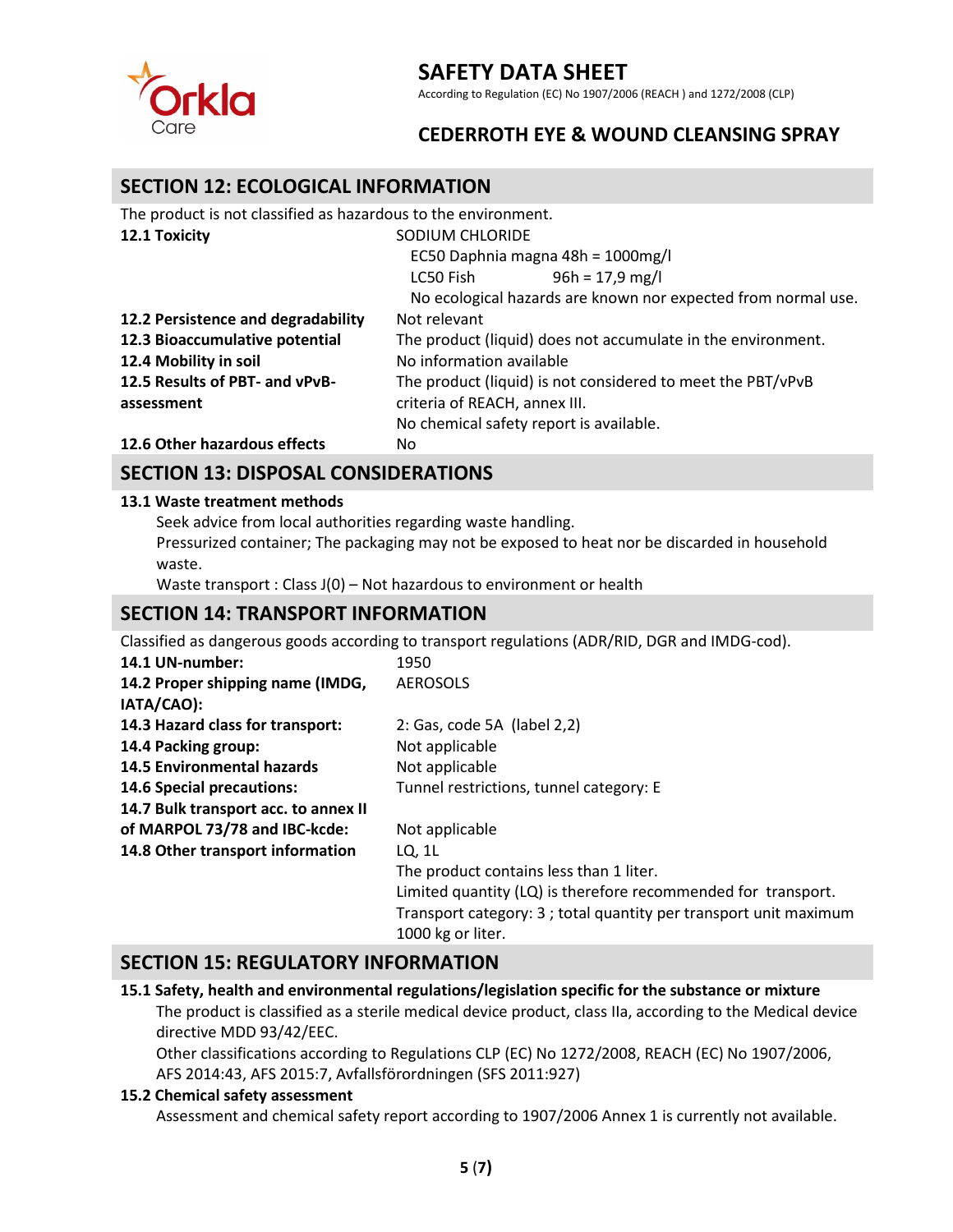## SECTION 12: ECOLOGICAL INFORMATION

The product is not classified as hazardous to the environment.

| | |
|---|---|
| **12.1 Toxicity** | SODIUM CHLORIDE<br>EC50 Daphnia magna 48h = 1000mg/l<br>LC50 Fish 96h = 17,9 mg/l<br>No ecological hazards are known nor expected from normal use. |
| **12.2 Persistence and degradability** | Not relevant |
| **12.3 Bioaccumulative potential** | The product (liquid) does not accumulate in the environment. |
| **12.4 Mobility in soil** | No information available |
| **12.5 Results of PBT- and vPvB-assessment** | The product (liquid) is not considered to meet the PBT/vPvB criteria of REACH, annex III.<br>No chemical safety report is available. |
| **12.6 Other hazardous effects** | No |

## SECTION 13: DISPOSAL CONSIDERATIONS

**13.1 Waste treatment methods**

Seek advice from local authorities regarding waste handling.

Pressurized container; The packaging may not be exposed to heat nor be discarded in household waste.

Waste transport : Class J(0) – Not hazardous to environment or health

## SECTION 14: TRANSPORT INFORMATION

Classified as dangerous goods according to transport regulations (ADR/RID, DGR and IMDG-cod).

| | |
|---|---|
| **14.1 UN-number:** | 1950 |
| **14.2 Proper shipping name (IMDG, IATA/CAO):** | AEROSOLS |
| **14.3 Hazard class for transport:** | 2: Gas, code 5A (label 2,2) |
| **14.4 Packing group:** | Not applicable |
| **14.5 Environmental hazards** | Not applicable |
| **14.6 Special precautions:** | Tunnel restrictions, tunnel category: E |
| **14.7 Bulk transport acc. to annex II of MARPOL 73/78 and IBC-kcde:** | Not applicable |
| **14.8 Other transport information** | LQ, 1L<br>The product contains less than 1 liter.<br>Limited quantity (LQ) is therefore recommended for transport.<br>Transport category: 3 ; total quantity per transport unit maximum 1000 kg or liter. |

## SECTION 15: REGULATORY INFORMATION

**15.1 Safety, health and environmental regulations/legislation specific for the substance or mixture**

The product is classified as a sterile medical device product, class IIa, according to the Medical device directive MDD 93/42/EEC.

Other classifications according to Regulations CLP (EC) No 1272/2008, REACH (EC) No 1907/2006, AFS 2014:43, AFS 2015:7, Avfallsförordningen (SFS 2011:927)

**15.2 Chemical safety assessment**

Assessment and chemical safety report according to 1907/2006 Annex 1 is currently not available.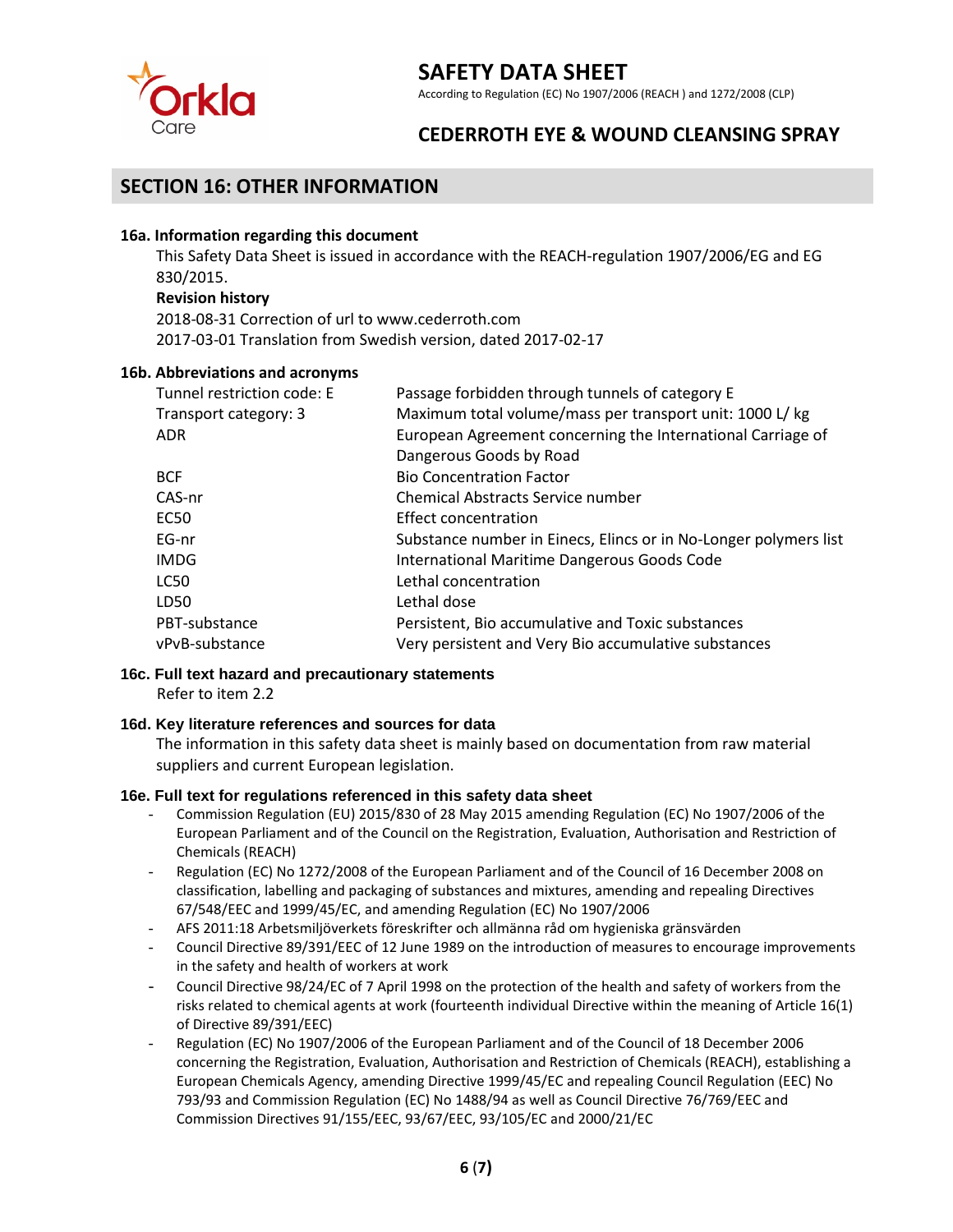# SAFETY DATA SHEET

According to Regulation (EC) No 1907/2006 (REACH ) and 1272/2008 (CLP)

## CEDERROTH EYE & WOUND CLEANSING SPRAY

## SECTION 16: OTHER INFORMATION

### 16a. Information regarding this document

This Safety Data Sheet is issued in accordance with the REACH-regulation 1907/2006/EG and EG 830/2015.

**Revision history**

2018-08-31 Correction of url to www.cederroth.com
2017-03-01 Translation from Swedish version, dated 2017-02-17

### 16b. Abbreviations and acronyms

| | |
|---|---|
| Tunnel restriction code: E | Passage forbidden through tunnels of category E |
| Transport category: 3 | Maximum total volume/mass per transport unit: 1000 L/ kg |
| ADR | European Agreement concerning the International Carriage of Dangerous Goods by Road |
| BCF | Bio Concentration Factor |
| CAS-nr | Chemical Abstracts Service number |
| EC50 | Effect concentration |
| EG-nr | Substance number in Einecs, Elincs or in No-Longer polymers list |
| IMDG | International Maritime Dangerous Goods Code |
| LC50 | Lethal concentration |
| LD50 | Lethal dose |
| PBT-substance | Persistent, Bio accumulative and Toxic substances |
| vPvB-substance | Very persistent and Very Bio accumulative substances |

### 16c. Full text hazard and precautionary statements

Refer to item 2.2

### 16d. Key literature references and sources for data

The information in this safety data sheet is mainly based on documentation from raw material suppliers and current European legislation.

### 16e. Full text for regulations referenced in this safety data sheet

- Commission Regulation (EU) 2015/830 of 28 May 2015 amending Regulation (EC) No 1907/2006 of the European Parliament and of the Council on the Registration, Evaluation, Authorisation and Restriction of Chemicals (REACH)
- Regulation (EC) No 1272/2008 of the European Parliament and of the Council of 16 December 2008 on classification, labelling and packaging of substances and mixtures, amending and repealing Directives 67/548/EEC and 1999/45/EC, and amending Regulation (EC) No 1907/2006
- AFS 2011:18 Arbetsmiljöverkets föreskrifter och allmänna råd om hygieniska gränsvärden
- Council Directive 89/391/EEC of 12 June 1989 on the introduction of measures to encourage improvements in the safety and health of workers at work
- Council Directive 98/24/EC of 7 April 1998 on the protection of the health and safety of workers from the risks related to chemical agents at work (fourteenth individual Directive within the meaning of Article 16(1) of Directive 89/391/EEC)
- Regulation (EC) No 1907/2006 of the European Parliament and of the Council of 18 December 2006 concerning the Registration, Evaluation, Authorisation and Restriction of Chemicals (REACH), establishing a European Chemicals Agency, amending Directive 1999/45/EC and repealing Council Regulation (EEC) No 793/93 and Commission Regulation (EC) No 1488/94 as well as Council Directive 76/769/EEC and Commission Directives 91/155/EEC, 93/67/EEC, 93/105/EC and 2000/21/EC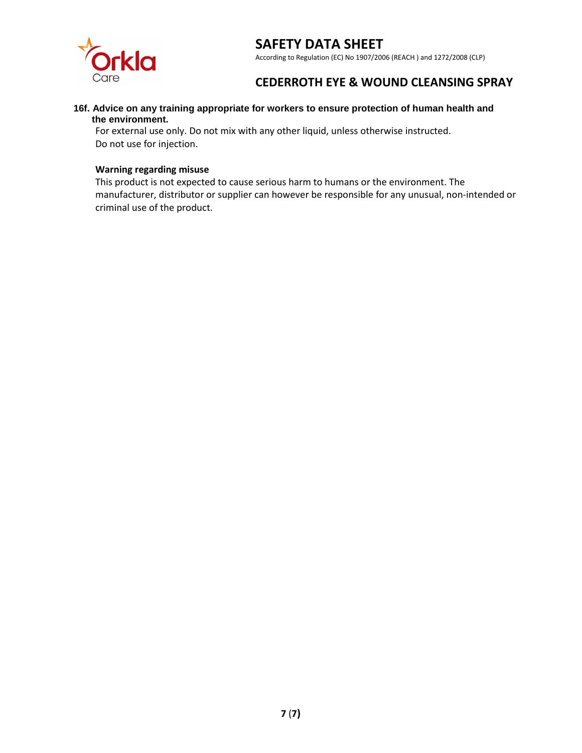**16f. Advice on any training appropriate for workers to ensure protection of human health and the environment.**

For external use only. Do not mix with any other liquid, unless otherwise instructed.
Do not use for injection.

**Warning regarding misuse**

This product is not expected to cause serious harm to humans or the environment. The manufacturer, distributor or supplier can however be responsible for any unusual, non-intended or criminal use of the product.